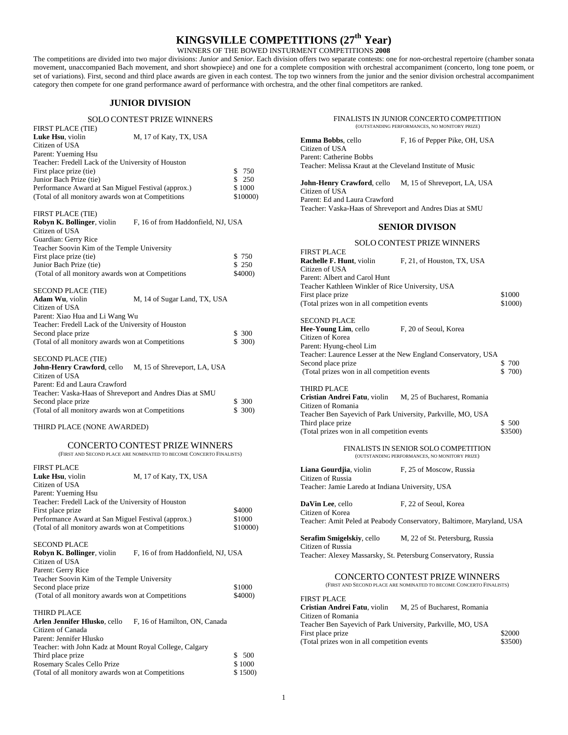# KINGSVILLE COMPETITIONS (27th Year)

WINNERS OF THE BOWED INSTURMENT COMPETITIONS **2008**

The competitions are divided into two major divisions: *Junior* and *Senior*. Each division offers two separate contests: one for *non*-orchestral repertoire (chamber sonata movement, unaccompanied Bach movement, and short showpiece) and one for a complete composition with orchestral accompaniment (concerto, long tone poem, or set of variations). First, second and third place awards are given in each contest. The top two winners from the junior and the senior division orchestral accompaniment category then compete for one grand performance award of performance with orchestra, and the other final competitors are ranked.

## JUNIOR DIVISION

### SOLO CONTEST PRIZE WINNERS

FIRST PLACE (TIE)
**Luke Hsu**, violin — M, 17 of Katy, TX, USA
Citizen of USA
Parent: Yueming Hsu
Teacher: Fredell Lack of the University of Houston
First place prize (tie) — $ 750
Junior Bach Prize (tie) — $ 250
Performance Award at San Miguel Festival (approx.) — $ 1000
(Total of all monitory awards won at Competitions — $10000)

FIRST PLACE (TIE)
**Robyn K. Bollinger**, violin — F, 16 of from Haddonfield, NJ, USA
Citizen of USA
Guardian: Gerry Rice
Teacher Soovin Kim of the Temple University
First place prize (tie) — $ 750
Junior Bach Prize (tie) — $ 250
(Total of all monitory awards won at Competitions — $4000)

SECOND PLACE (TIE)
**Adam Wu**, violin — M, 14 of Sugar Land, TX, USA
Citizen of USA
Parent: Xiao Hua and Li Wang Wu
Teacher: Fredell Lack of the University of Houston
Second place prize — $ 300
(Total of all monitory awards won at Competitions — $ 300)

SECOND PLACE (TIE)
**John-Henry Crawford**, cello — M, 15 of Shreveport, LA, USA
Citizen of USA
Parent: Ed and Laura Crawford
Teacher: Vaska-Haas of Shreveport and Andres Dias at SMU
Second place prize — $ 300
(Total of all monitory awards won at Competitions — $ 300)

THIRD PLACE (NONE AWARDED)

### CONCERTO CONTEST PRIZE WINNERS

(FIRST AND SECOND PLACE ARE NOMINATED TO BECOME CONCERTO FINALISTS)

FIRST PLACE
**Luke Hsu**, violin — M, 17 of Katy, TX, USA
Citizen of USA
Parent: Yueming Hsu
Teacher: Fredell Lack of the University of Houston
First place prize — $4000
Performance Award at San Miguel Festival (approx.) — $1000
(Total of all monitory awards won at Competitions — $10000)

SECOND PLACE
**Robyn K. Bollinger**, violin — F, 16 of from Haddonfield, NJ, USA
Citizen of USA
Parent: Gerry Rice
Teacher Soovin Kim of the Temple University
Second place prize — $1000
(Total of all monitory awards won at Competitions — $4000)

THIRD PLACE
**Arlen Jennifer Hlusko**, cello — F, 16 of Hamilton, ON, Canada
Citizen of Canada
Parent: Jennifer Hlusko
Teacher: with John Kadz at Mount Royal College, Calgary
Third place prize — $ 500
Rosemary Scales Cello Prize — $ 1000
(Total of all monitory awards won at Competitions — $ 1500)

### FINALISTS IN JUNIOR CONCERTO COMPETITION

(OUTSTANDING PERFORMANCES, NO MONITORY PRIZE)

**Emma Bobbs**, cello — F, 16 of Pepper Pike, OH, USA
Citizen of USA
Parent: Catherine Bobbs
Teacher: Melissa Kraut at the Cleveland Institute of Music

**John-Henry Crawford**, cello — M, 15 of Shreveport, LA, USA
Citizen of USA
Parent: Ed and Laura Crawford
Teacher: Vaska-Haas of Shreveport and Andres Dias at SMU

## SENIOR DIVISON

### SOLO CONTEST PRIZE WINNERS

FIRST PLACE
**Rachelle F. Hunt**, violin — F, 21, of Houston, TX, USA
Citizen of USA
Parent: Albert and Carol Hunt
Teacher Kathleen Winkler of Rice University, USA
First place prize — $1000
(Total prizes won in all competition events — $1000)

SECOND PLACE
**Hee-Young Lim**, cello — F, 20 of Seoul, Korea
Citizen of Korea
Parent: Hyung-cheol Lim
Teacher: Laurence Lesser at the New England Conservatory, USA
Second place prize — $ 700
(Total prizes won in all competition events — $ 700)

THIRD PLACE
**Cristian Andrei Fatu**, violin — M, 25 of Bucharest, Romania
Citizen of Romania
Teacher Ben Sayevich of Park University, Parkville, MO, USA
Third place prize — $ 500
(Total prizes won in all competition events — $3500)

### FINALISTS IN SENIOR SOLO COMPETITION

(OUTSTANDING PERFORMANCES, NO MONITORY PRIZE)

**Liana Gourdjia**, violin — F, 25 of Moscow, Russia
Citizen of Russia
Teacher: Jamie Laredo at Indiana University, USA

**DaVin Lee**, cello — F, 22 of Seoul, Korea
Citizen of Korea
Teacher: Amit Peled at Peabody Conservatory, Baltimore, Maryland, USA

**Serafim Smigelskiy**, cello — M, 22 of St. Petersburg, Russia
Citizen of Russia
Teacher: Alexey Massarsky, St. Petersburg Conservatory, Russia

### CONCERTO CONTEST PRIZE WINNERS

(FIRST AND SECOND PLACE ARE NOMINATED TO BECOME CONCERTO FINALISTS)

FIRST PLACE
**Cristian Andrei Fatu**, violin — M, 25 of Bucharest, Romania
Citizen of Romania
Teacher Ben Sayevich of Park University, Parkville, MO, USA
First place prize — $2000
(Total prizes won in all competition events — $3500)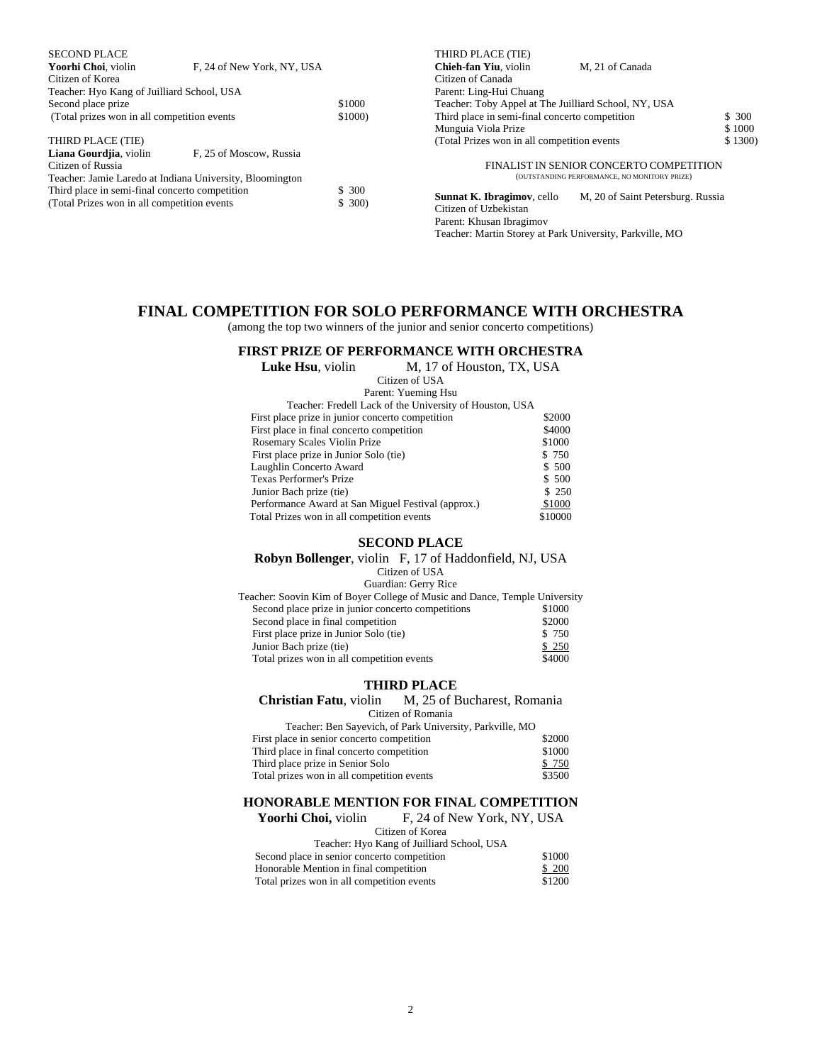SECOND PLACE

**Yoorhi Choi**, violin F, 24 of New York, NY, USA
Citizen of Korea
Teacher: Hyo Kang of Juilliard School, USA

| | |
|---|---|
| Second place prize | $1000 |
| (Total prizes won in all competition events | $1000) |

THIRD PLACE (TIE)

**Liana Gourdjia**, violin F, 25 of Moscow, Russia
Citizen of Russia
Teacher: Jamie Laredo at Indiana University, Bloomington

| | |
|---|---|
| Third place in semi-final concerto competition | $ 300 |
| (Total Prizes won in all competition events | $ 300) |

THIRD PLACE (TIE)

**Chieh-fan Yiu**, violin M, 21 of Canada
Citizen of Canada
Parent: Ling-Hui Chuang
Teacher: Toby Appel at The Juilliard School, NY, USA

| | |
|---|---|
| Third place in semi-final concerto competition | $ 300 |
| Munguia Viola Prize | $ 1000 |
| (Total Prizes won in all competition events | $ 1300) |

FINALIST IN SENIOR CONCERTO COMPETITION
(OUTSTANDING PERFORMANCE, NO MONITORY PRIZE)

**Sunnat K. Ibragimov**, cello M, 20 of Saint Petersburg. Russia
Citizen of Uzbekistan
Parent: Khusan Ibragimov
Teacher: Martin Storey at Park University, Parkville, MO

# FINAL COMPETITION FOR SOLO PERFORMANCE WITH ORCHESTRA

(among the top two winners of the junior and senior concerto competitions)

## FIRST PRIZE OF PERFORMANCE WITH ORCHESTRA

**Luke Hsu**, violin M, 17 of Houston, TX, USA
Citizen of USA
Parent: Yueming Hsu
Teacher: Fredell Lack of the University of Houston, USA

| | |
|---|---|
| First place prize in junior concerto competition | $2000 |
| First place in final concerto competition | $4000 |
| Rosemary Scales Violin Prize | $1000 |
| First place prize in Junior Solo (tie) | $ 750 |
| Laughlin Concerto Award | $ 500 |
| Texas Performer's Prize | $ 500 |
| Junior Bach prize (tie) | $ 250 |
| Performance Award at San Miguel Festival (approx.) | $1000 |
| Total Prizes won in all competition events | $10000 |

## SECOND PLACE

**Robyn Bollenger**, violin F, 17 of Haddonfield, NJ, USA
Citizen of USA
Guardian: Gerry Rice
Teacher: Soovin Kim of Boyer College of Music and Dance, Temple University

| | |
|---|---|
| Second place prize in junior concerto competitions | $1000 |
| Second place in final competition | $2000 |
| First place prize in Junior Solo (tie) | $ 750 |
| Junior Bach prize (tie) | $ 250 |
| Total prizes won in all competition events | $4000 |

## THIRD PLACE

**Christian Fatu**, violin M, 25 of Bucharest, Romania
Citizen of Romania
Teacher: Ben Sayevich, of Park University, Parkville, MO

| | |
|---|---|
| First place in senior concerto competition | $2000 |
| Third place in final concerto competition | $1000 |
| Third place prize in Senior Solo | $ 750 |
| Total prizes won in all competition events | $3500 |

## HONORABLE MENTION FOR FINAL COMPETITION

**Yoorhi Choi,** violin F, 24 of New York, NY, USA
Citizen of Korea
Teacher: Hyo Kang of Juilliard School, USA

| | |
|---|---|
| Second place in senior concerto competition | $1000 |
| Honorable Mention in final competition | $ 200 |
| Total prizes won in all competition events | $1200 |